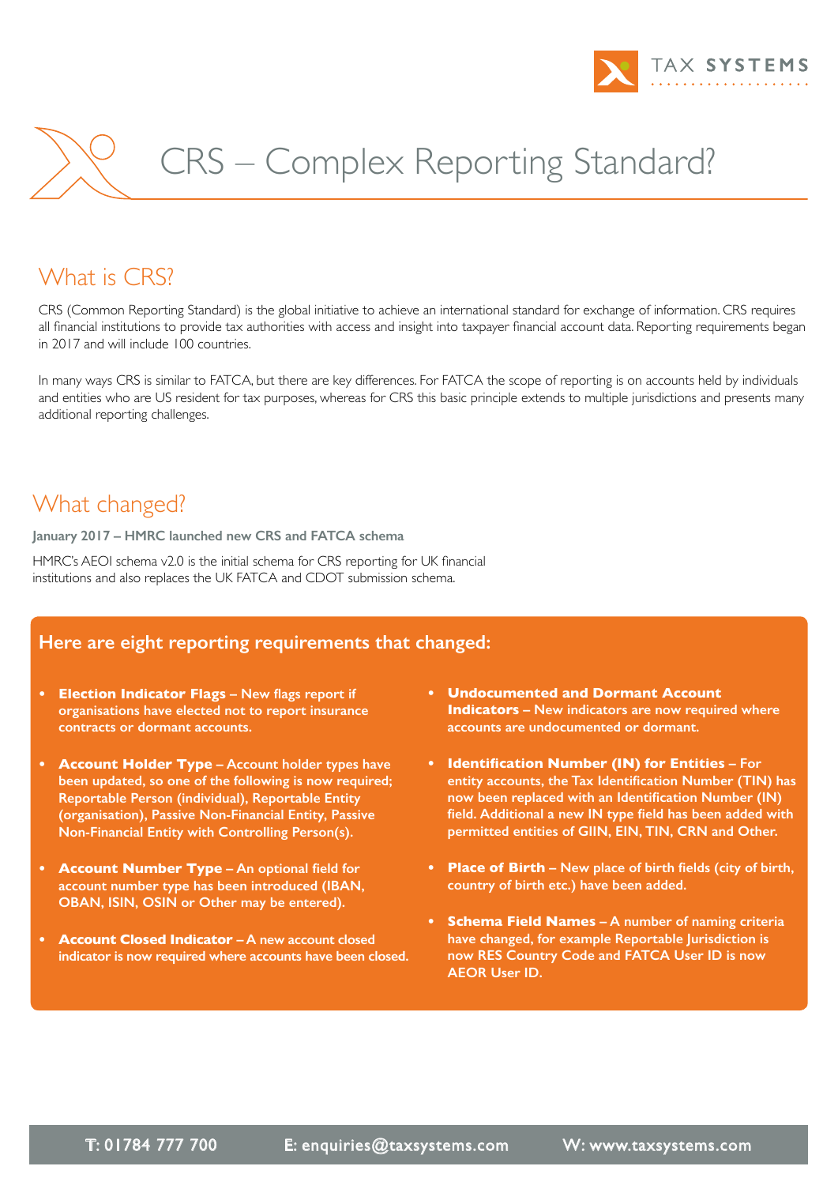# CRS – Complex Reporting Standard?

## What is CRS?

CRS (Common Reporting Standard) is the global initiative to achieve an international standard for exchange of information. CRS requires all financial institutions to provide tax authorities with access and insight into taxpayer financial account data. Reporting requirements began in 2017 and will include 100 countries.

In many ways CRS is similar to FATCA, but there are key differences. For FATCA the scope of reporting is on accounts held by individuals and entities who are US resident for tax purposes, whereas for CRS this basic principle extends to multiple jurisdictions and presents many additional reporting challenges.

## What changed?

**January 2017 – HMRC launched new CRS and FATCA schema**

HMRC's AEOI schema v2.0 is the initial schema for CRS reporting for UK financial institutions and also replaces the UK FATCA and CDOT submission schema.

### Here are eight reporting requirements that changed:

- **Election Indicator Flags** – New flags report if organisations have elected not to report insurance contracts or dormant accounts.
- **Account Holder Type** – Account holder types have been updated, so one of the following is now required; Reportable Person (individual), Reportable Entity (organisation), Passive Non-Financial Entity, Passive Non-Financial Entity with Controlling Person(s).
- **Account Number Type** – An optional field for account number type has been introduced (IBAN, OBAN, ISIN, OSIN or Other may be entered).
- **Account Closed Indicator** – A new account closed indicator is now required where accounts have been closed.
- **Undocumented and Dormant Account Indicators** – New indicators are now required where accounts are undocumented or dormant.
- **Identification Number (IN) for Entities** – For entity accounts, the Tax Identification Number (TIN) has now been replaced with an Identification Number (IN) field. Additional a new IN type field has been added with permitted entities of GIIN, EIN, TIN, CRN and Other.
- **Place of Birth** – New place of birth fields (city of birth, country of birth etc.) have been added.
- **Schema Field Names** – A number of naming criteria have changed, for example Reportable Jurisdiction is now RES Country Code and FATCA User ID is now AEOR User ID.

T: 01784 777 700 E: enquiries@taxsystems.com W: www.taxsystems.com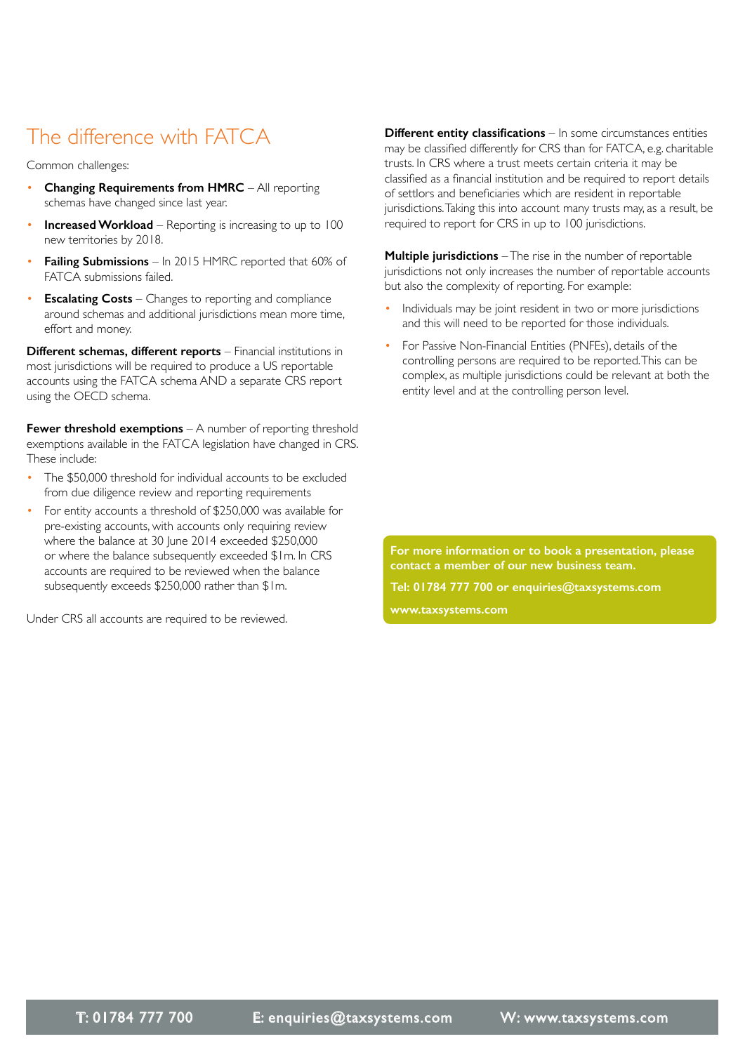## The difference with FATCA

Common challenges:

- **Changing Requirements from HMRC** – All reporting schemas have changed since last year.
- **Increased Workload** – Reporting is increasing to up to 100 new territories by 2018.
- **Failing Submissions** – In 2015 HMRC reported that 60% of FATCA submissions failed.
- **Escalating Costs** – Changes to reporting and compliance around schemas and additional jurisdictions mean more time, effort and money.

**Different schemas, different reports** – Financial institutions in most jurisdictions will be required to produce a US reportable accounts using the FATCA schema AND a separate CRS report using the OECD schema.

**Fewer threshold exemptions** – A number of reporting threshold exemptions available in the FATCA legislation have changed in CRS. These include:

- The $50,000 threshold for individual accounts to be excluded from due diligence review and reporting requirements
- For entity accounts a threshold of $250,000 was available for pre-existing accounts, with accounts only requiring review where the balance at 30 June 2014 exceeded $250,000 or where the balance subsequently exceeded $1m. In CRS accounts are required to be reviewed when the balance subsequently exceeds $250,000 rather than $1m.

Under CRS all accounts are required to be reviewed.

**Different entity classifications** – In some circumstances entities may be classified differently for CRS than for FATCA, e.g. charitable trusts. In CRS where a trust meets certain criteria it may be classified as a financial institution and be required to report details of settlors and beneficiaries which are resident in reportable jurisdictions. Taking this into account many trusts may, as a result, be required to report for CRS in up to 100 jurisdictions.

**Multiple jurisdictions** – The rise in the number of reportable jurisdictions not only increases the number of reportable accounts but also the complexity of reporting. For example:

- Individuals may be joint resident in two or more jurisdictions and this will need to be reported for those individuals.
- For Passive Non-Financial Entities (PNFEs), details of the controlling persons are required to be reported. This can be complex, as multiple jurisdictions could be relevant at both the entity level and at the controlling person level.

**For more information or to book a presentation, please contact a member of our new business team.**

**Tel: 01784 777 700 or enquiries@taxsystems.com**

**www.taxsystems.com**

T: 01784 777 700 E: enquiries@taxsystems.com W: www.taxsystems.com